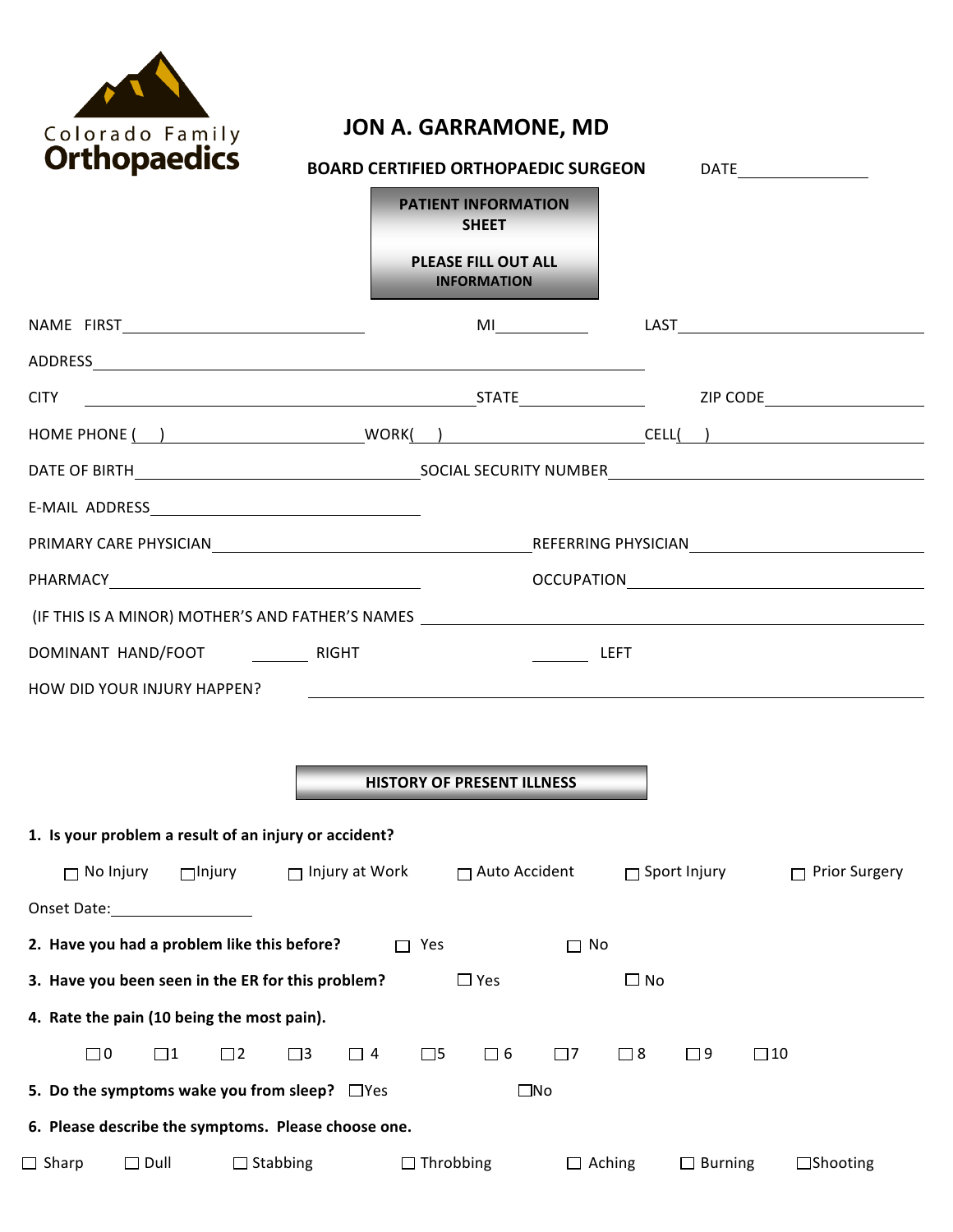Colorado Family
**Orthopaedics**

# JON A. GARRAMONE, MD

**BOARD CERTIFIED ORTHOPAEDIC SURGEON** DATE________________

**PATIENT INFORMATION SHEET**

**PLEASE FILL OUT ALL INFORMATION**

NAME FIRST______________________________ MI____________ LAST______________________________

ADDRESS__________________________________________________________________

CITY ______________________________________________ STATE______________ ZIP CODE____________________

HOME PHONE (   ) ______________________ WORK(   ) ______________________ CELL(   ) ______________________

DATE OF BIRTH__________________________________ SOCIAL SECURITY NUMBER______________________________________

E-MAIL ADDRESS______________________________

PRIMARY CARE PHYSICIAN______________________________________ REFERRING PHYSICIAN______________________________

PHARMACY______________________________________ OCCUPATION______________________________________

(IF THIS IS A MINOR) MOTHER'S AND FATHER'S NAMES ______________________________________________________

DOMINANT HAND/FOOT _______ RIGHT _______ LEFT

HOW DID YOUR INJURY HAPPEN? ______________________________________________________________

## HISTORY OF PRESENT ILLNESS

**1. Is your problem a result of an injury or accident?**

☐ No Injury ☐ Injury ☐ Injury at Work ☐ Auto Accident ☐ Sport Injury ☐ Prior Surgery

Onset Date:________________

**2. Have you had a problem like this before?** ☐ Yes ☐ No

**3. Have you been seen in the ER for this problem?** ☐ Yes ☐ No

**4. Rate the pain (10 being the most pain).**

☐ 0 ☐ 1 ☐ 2 ☐ 3 ☐ 4 ☐ 5 ☐ 6 ☐ 7 ☐ 8 ☐ 9 ☐ 10

**5. Do the symptoms wake you from sleep?** ☐ Yes ☐ No

**6. Please describe the symptoms. Please choose one.**

☐ Sharp ☐ Dull ☐ Stabbing ☐ Throbbing ☐ Aching ☐ Burning ☐ Shooting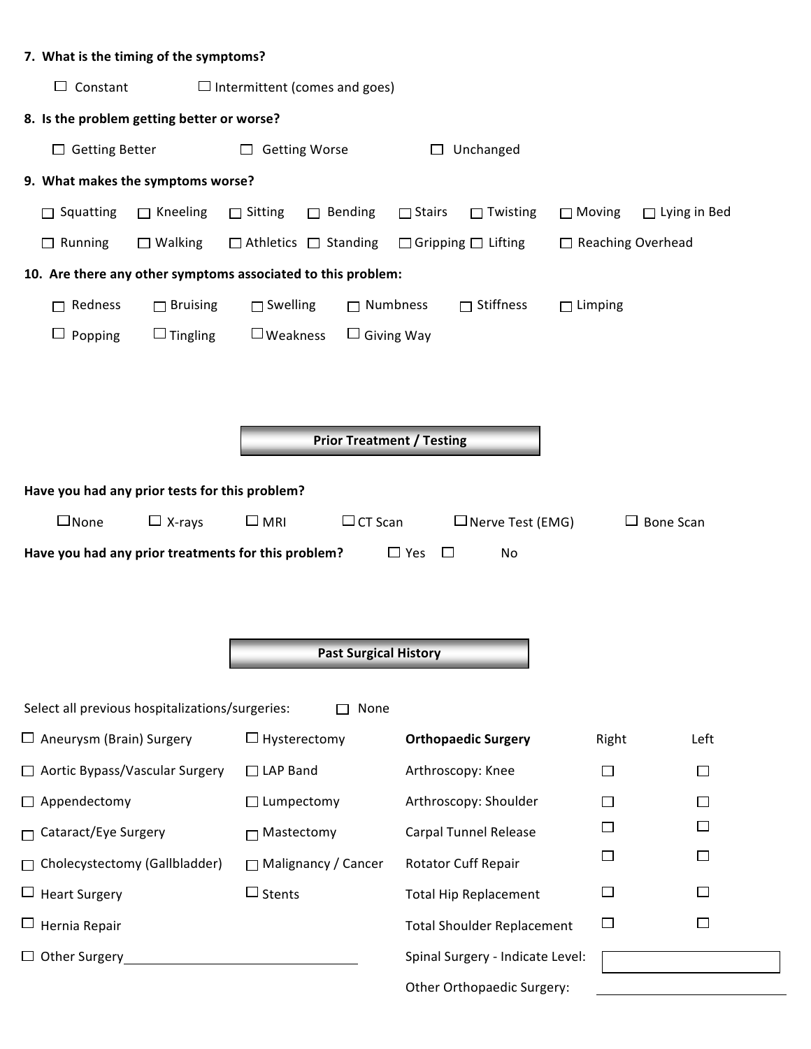**7. What is the timing of the symptoms?**

☐ Constant ☐ Intermittent (comes and goes)

**8. Is the problem getting better or worse?**

☐ Getting Better ☐ Getting Worse ☐ Unchanged

**9. What makes the symptoms worse?**

☐ Squatting ☐ Kneeling ☐ Sitting ☐ Bending ☐ Stairs ☐ Twisting ☐ Moving ☐ Lying in Bed

☐ Running ☐ Walking ☐ Athletics ☐ Standing ☐ Gripping ☐ Lifting ☐ Reaching Overhead

**10. Are there any other symptoms associated to this problem:**

☐ Redness ☐ Bruising ☐ Swelling ☐ Numbness ☐ Stiffness ☐ Limping

☐ Popping ☐ Tingling ☐ Weakness ☐ Giving Way

## Prior Treatment / Testing

**Have you had any prior tests for this problem?**

☐ None ☐ X-rays ☐ MRI ☐ CT Scan ☐ Nerve Test (EMG) ☐ Bone Scan

**Have you had any prior treatments for this problem?** ☐ Yes ☐ No

## Past Surgical History

Select all previous hospitalizations/surgeries: ☐ None

| | | **Orthopaedic Surgery** | Right | Left |
|---|---|---|---|---|
| ☐ Aneurysm (Brain) Surgery | ☐ Hysterectomy | Arthroscopy: Knee | ☐ | ☐ |
| ☐ Aortic Bypass/Vascular Surgery | ☐ LAP Band | Arthroscopy: Shoulder | ☐ | ☐ |
| ☐ Appendectomy | ☐ Lumpectomy | Carpal Tunnel Release | ☐ | ☐ |
| ☐ Cataract/Eye Surgery | ☐ Mastectomy | Rotator Cuff Repair | ☐ | ☐ |
| ☐ Cholecystectomy (Gallbladder) | ☐ Malignancy / Cancer | Total Hip Replacement | ☐ | ☐ |
| ☐ Heart Surgery | ☐ Stents | Total Shoulder Replacement | ☐ | ☐ |
| ☐ Hernia Repair | | Spinal Surgery - Indicate Level: | ________ | |
| ☐ Other Surgery ________ | | Other Orthopaedic Surgery: | ________ | |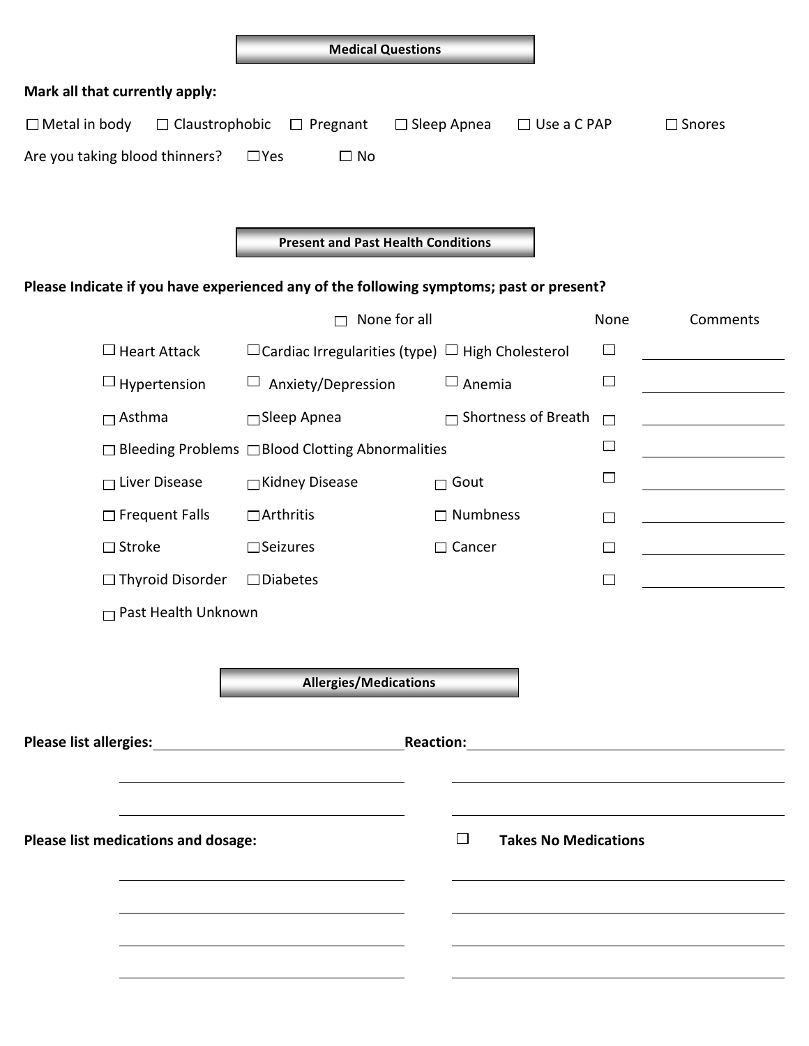## Medical Questions

**Mark all that currently apply:**

☐ Metal in body ☐ Claustrophobic ☐ Pregnant ☐ Sleep Apnea ☐ Use a C PAP ☐ Snores

Are you taking blood thinners? ☐ Yes ☐ No

## Present and Past Health Conditions

**Please Indicate if you have experienced any of the following symptoms; past or present?**

| | | ☐ None for all | None | Comments |
|---|---|---|---|---|
| ☐ Heart Attack | ☐ Cardiac Irregularities (type) | ☐ High Cholesterol | ☐ | ________ |
| ☐ Hypertension | ☐ Anxiety/Depression | ☐ Anemia | ☐ | ________ |
| ☐ Asthma | ☐ Sleep Apnea | ☐ Shortness of Breath | ☐ | ________ |
| ☐ Bleeding Problems | ☐ Blood Clotting Abnormalities | | ☐ | ________ |
| ☐ Liver Disease | ☐ Kidney Disease | ☐ Gout | ☐ | ________ |
| ☐ Frequent Falls | ☐ Arthritis | ☐ Numbness | ☐ | ________ |
| ☐ Stroke | ☐ Seizures | ☐ Cancer | ☐ | ________ |
| ☐ Thyroid Disorder | ☐ Diabetes | | ☐ | ________ |
| ☐ Past Health Unknown | | | | |

## Allergies/Medications

**Please list allergies:** ________________________ **Reaction:** ________________________

________________________ ________________________

________________________ ________________________

**Please list medications and dosage:** ☐ **Takes No Medications**

________________________ ________________________

________________________ ________________________

________________________ ________________________

________________________ ________________________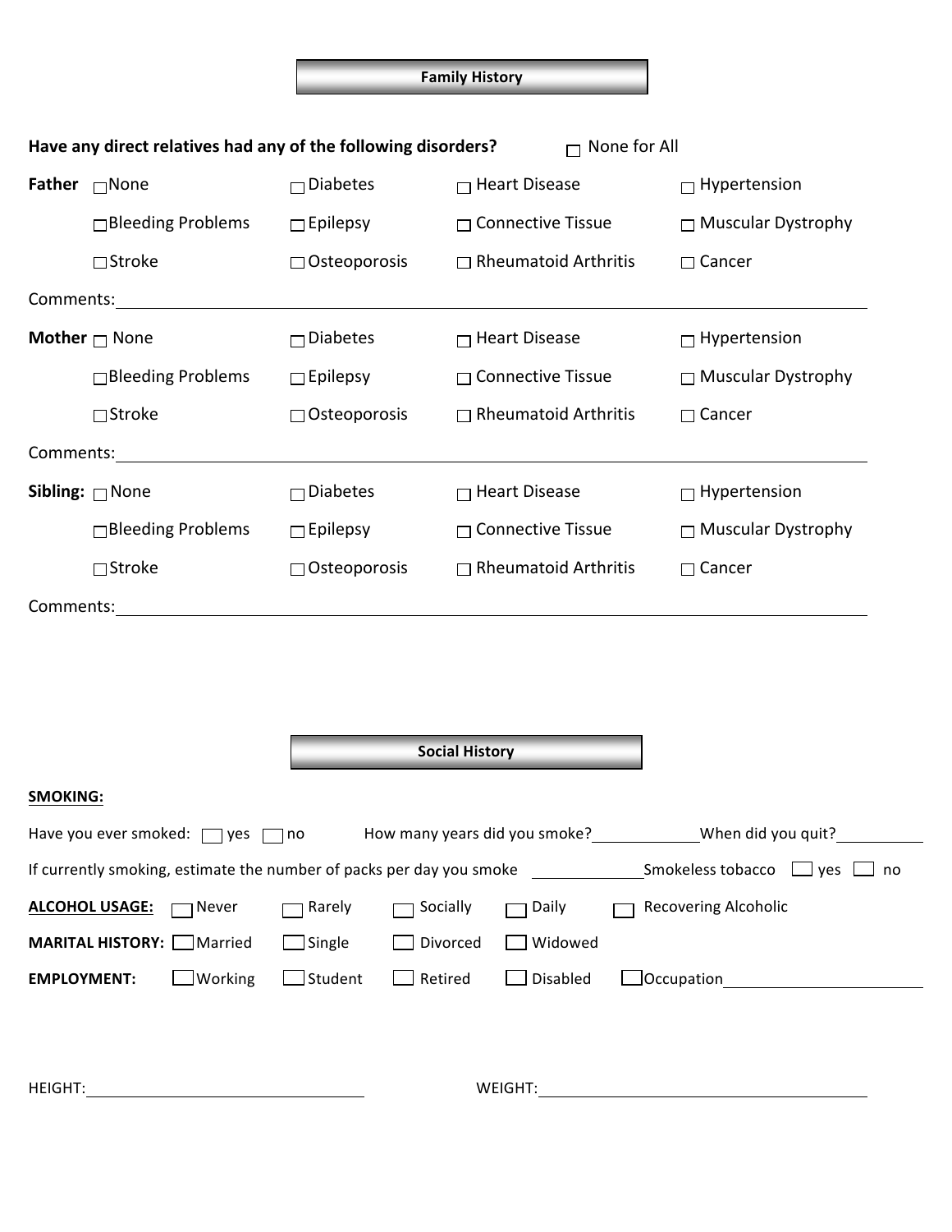## Family History

**Have any direct relatives had any of the following disorders?** ☐ None for All

| | | | | |
|---|---|---|---|---|
| **Father** | ☐ None | ☐ Diabetes | ☐ Heart Disease | ☐ Hypertension |
| | ☐ Bleeding Problems | ☐ Epilepsy | ☐ Connective Tissue | ☐ Muscular Dystrophy |
| | ☐ Stroke | ☐ Osteoporosis | ☐ Rheumatoid Arthritis | ☐ Cancer |

Comments: ______________________________

| | | | | |
|---|---|---|---|---|
| **Mother** | ☐ None | ☐ Diabetes | ☐ Heart Disease | ☐ Hypertension |
| | ☐ Bleeding Problems | ☐ Epilepsy | ☐ Connective Tissue | ☐ Muscular Dystrophy |
| | ☐ Stroke | ☐ Osteoporosis | ☐ Rheumatoid Arthritis | ☐ Cancer |

Comments: ______________________________

| | | | | |
|---|---|---|---|---|
| **Sibling:** | ☐ None | ☐ Diabetes | ☐ Heart Disease | ☐ Hypertension |
| | ☐ Bleeding Problems | ☐ Epilepsy | ☐ Connective Tissue | ☐ Muscular Dystrophy |
| | ☐ Stroke | ☐ Osteoporosis | ☐ Rheumatoid Arthritis | ☐ Cancer |

Comments: ______________________________

## Social History

**SMOKING:**

Have you ever smoked: ☐ yes ☐ no How many years did you smoke? __________ When did you quit? __________

If currently smoking, estimate the number of packs per day you smoke __________ Smokeless tobacco ☐ yes ☐ no

**ALCOHOL USAGE:** ☐ Never ☐ Rarely ☐ Socially ☐ Daily ☐ Recovering Alcoholic

**MARITAL HISTORY:** ☐ Married ☐ Single ☐ Divorced ☐ Widowed

**EMPLOYMENT:** ☐ Working ☐ Student ☐ Retired ☐ Disabled ☐ Occupation __________

HEIGHT: ____________________ WEIGHT: ____________________